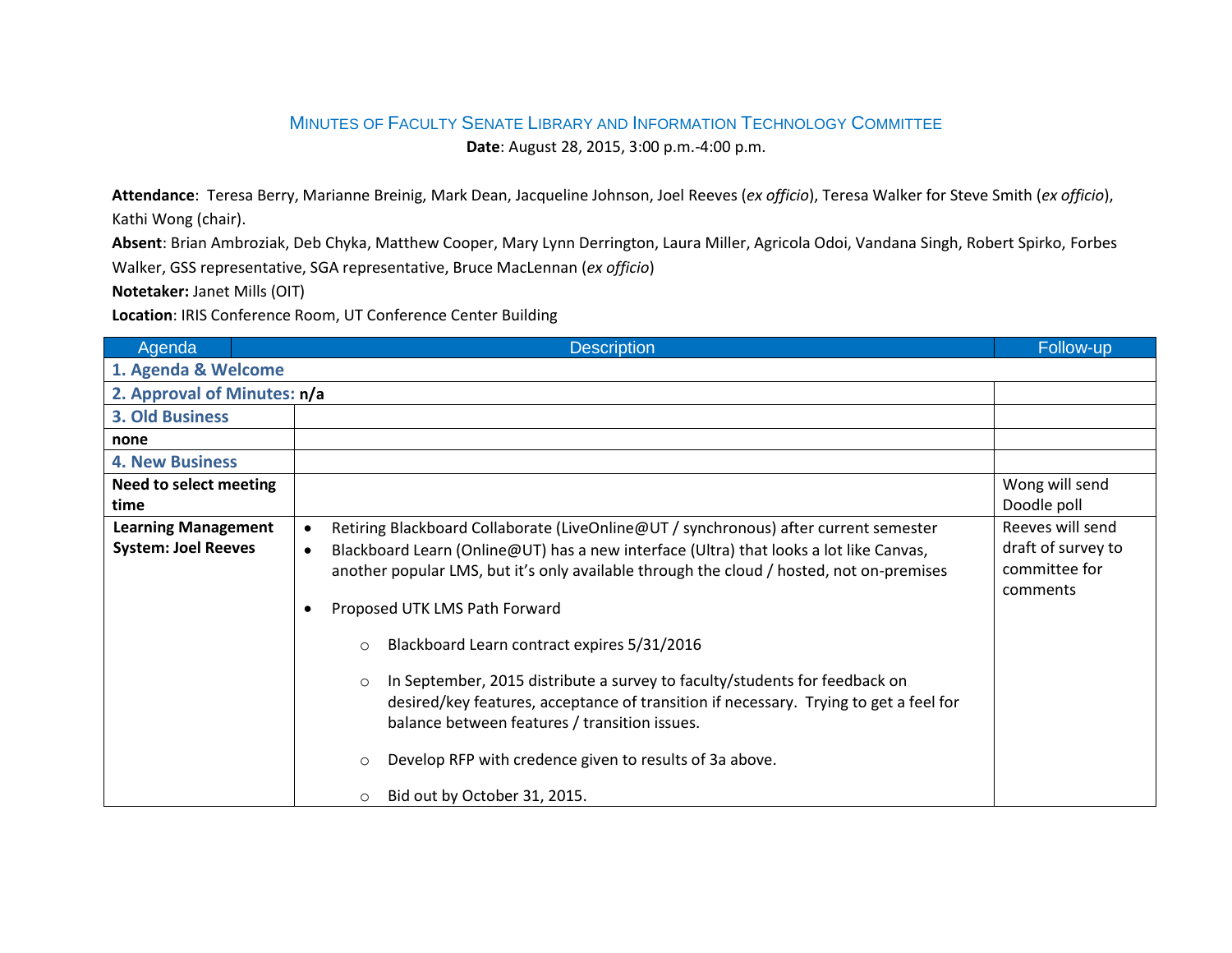# MINUTES OF FACULTY SENATE LIBRARY AND INFORMATION TECHNOLOGY COMMITTEE

**Date**: August 28, 2015, 3:00 p.m.-4:00 p.m.

**Attendance**: Teresa Berry, Marianne Breinig, Mark Dean, Jacqueline Johnson, Joel Reeves (*ex officio*), Teresa Walker for Steve Smith (*ex officio*), Kathi Wong (chair).

**Absent**: Brian Ambroziak, Deb Chyka, Matthew Cooper, Mary Lynn Derrington, Laura Miller, Agricola Odoi, Vandana Singh, Robert Spirko, Forbes Walker, GSS representative, SGA representative, Bruce MacLennan (*ex officio*)

**Notetaker:** Janet Mills (OIT)

**Location**: IRIS Conference Room, UT Conference Center Building

| Agenda | Description | Follow-up |
|---|---|---|
| **1. Agenda & Welcome** | | |
| **2. Approval of Minutes: n/a** | | |
| **3. Old Business** | | |
| **none** | | |
| **4. New Business** | | |
| **Need to select meeting time** | | Wong will send Doodle poll |
| **Learning Management System: Joel Reeves** | • Retiring Blackboard Collaborate (LiveOnline@UT / synchronous) after current semester<br>• Blackboard Learn (Online@UT) has a new interface (Ultra) that looks a lot like Canvas, another popular LMS, but it's only available through the cloud / hosted, not on-premises<br>• Proposed UTK LMS Path Forward<br>  ○ Blackboard Learn contract expires 5/31/2016<br>  ○ In September, 2015 distribute a survey to faculty/students for feedback on desired/key features, acceptance of transition if necessary. Trying to get a feel for balance between features / transition issues.<br>  ○ Develop RFP with credence given to results of 3a above.<br>  ○ Bid out by October 31, 2015. | Reeves will send draft of survey to committee for comments |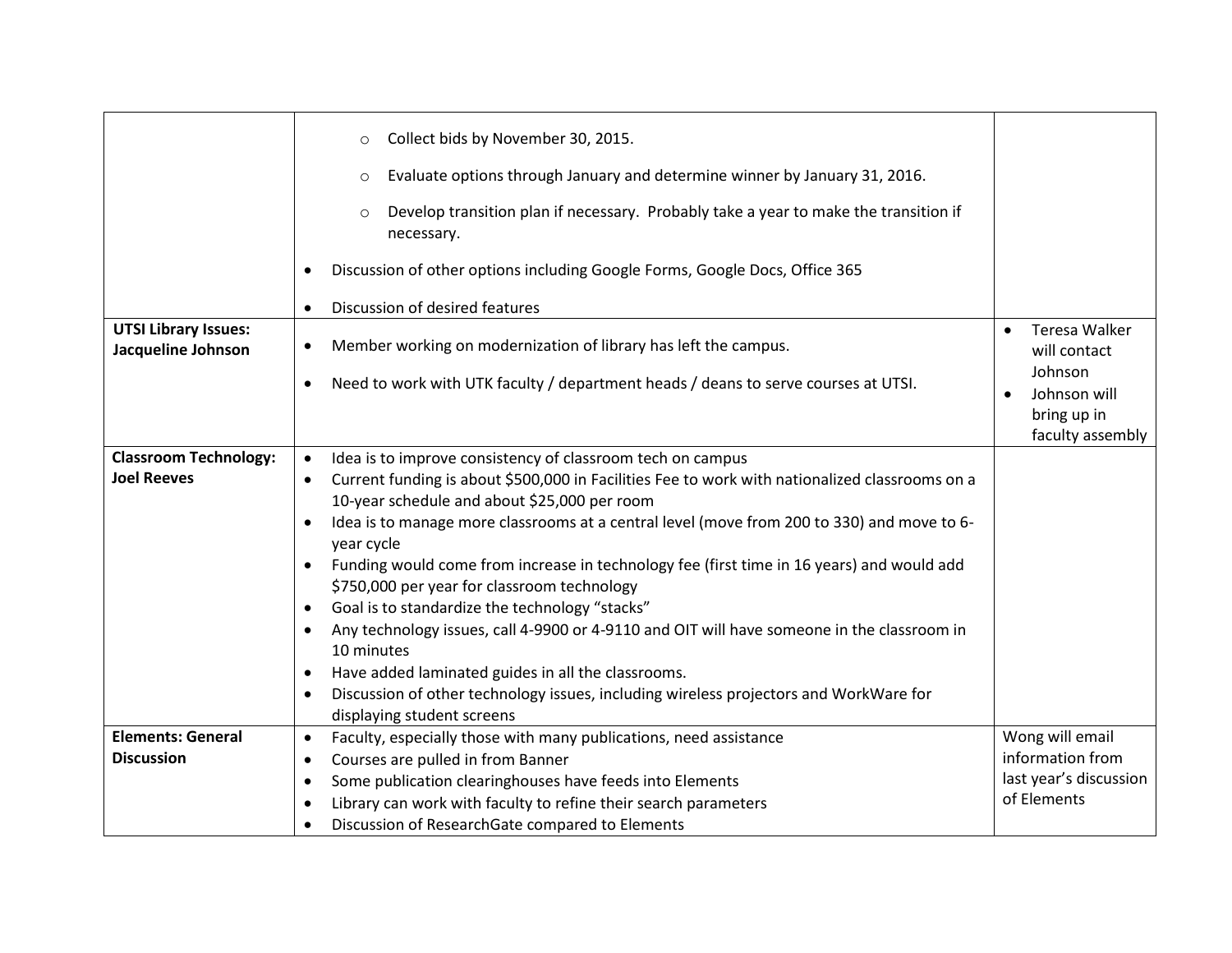| | | |
|---|---|---|
| | ○ Collect bids by November 30, 2015.<br>○ Evaluate options through January and determine winner by January 31, 2016.<br>○ Develop transition plan if necessary. Probably take a year to make the transition if necessary.<br>• Discussion of other options including Google Forms, Google Docs, Office 365<br>• Discussion of desired features | |
| **UTSI Library Issues: Jacqueline Johnson** | • Member working on modernization of library has left the campus.<br>• Need to work with UTK faculty / department heads / deans to serve courses at UTSI. | • Teresa Walker will contact Johnson<br>• Johnson will bring up in faculty assembly |
| **Classroom Technology: Joel Reeves** | • Idea is to improve consistency of classroom tech on campus<br>• Current funding is about $500,000 in Facilities Fee to work with nationalized classrooms on a 10-year schedule and about $25,000 per room<br>• Idea is to manage more classrooms at a central level (move from 200 to 330) and move to 6-year cycle<br>• Funding would come from increase in technology fee (first time in 16 years) and would add $750,000 per year for classroom technology<br>• Goal is to standardize the technology "stacks"<br>• Any technology issues, call 4-9900 or 4-9110 and OIT will have someone in the classroom in 10 minutes<br>• Have added laminated guides in all the classrooms.<br>• Discussion of other technology issues, including wireless projectors and WorkWare for displaying student screens | |
| **Elements: General Discussion** | • Faculty, especially those with many publications, need assistance<br>• Courses are pulled in from Banner<br>• Some publication clearinghouses have feeds into Elements<br>• Library can work with faculty to refine their search parameters<br>• Discussion of ResearchGate compared to Elements | Wong will email information from last year's discussion of Elements |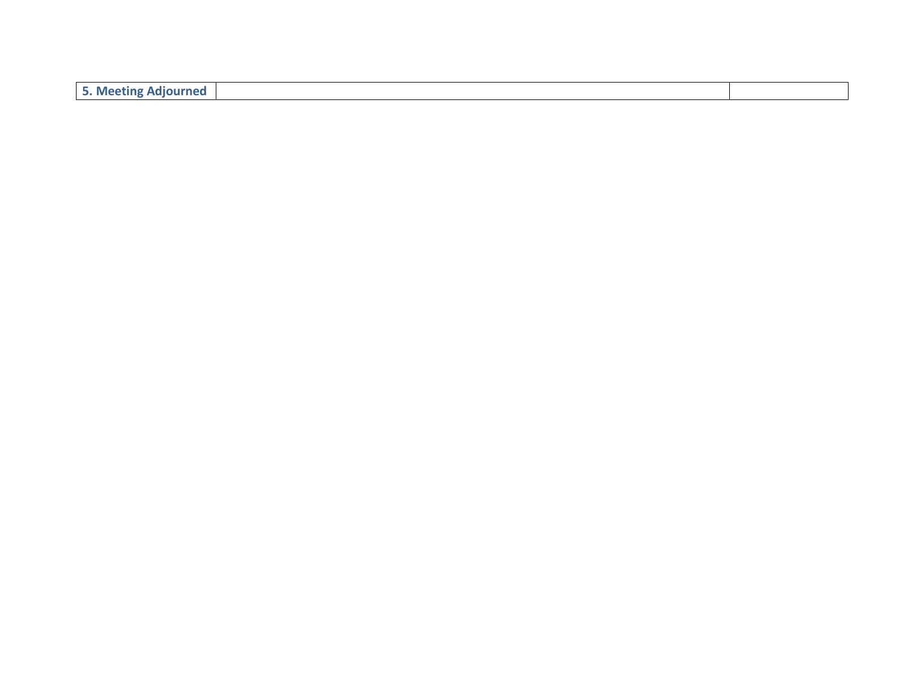| | | |
|---|---|---|
| **5. Meeting Adjourned** | | |